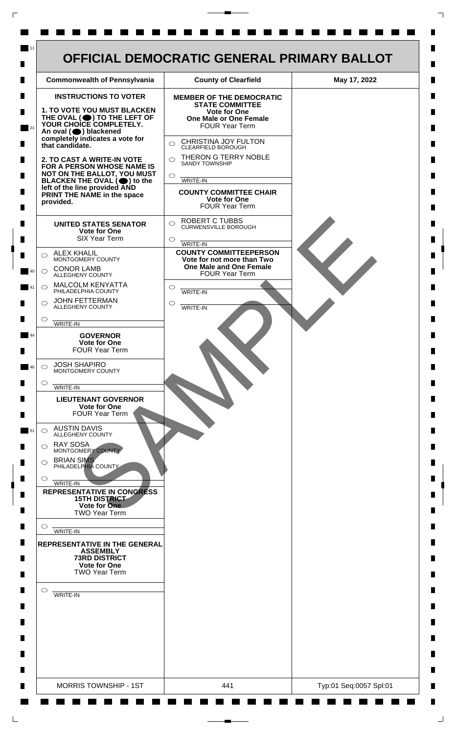# OFFICIAL DEMOCRATIC GENERAL PRIMARY BALLOT

| Commonwealth of Pennsylvania | County of Clearfield | May 17, 2022 |
|---|---|---|

## INSTRUCTIONS TO VOTER

**1. TO VOTE YOU MUST BLACKEN THE OVAL (⬤) TO THE LEFT OF YOUR CHOICE COMPLETELY.** An oval (⬤) blackened completely indicates a vote for that candidate.

**2. TO CAST A WRITE-IN VOTE FOR A PERSON WHOSE NAME IS NOT ON THE BALLOT, YOU MUST BLACKEN THE OVAL (⬤) to the left of the line provided AND PRINT THE NAME in the space provided.**

### UNITED STATES SENATOR
**Vote for One**
SIX Year Term

- ○ ALEX KHALIL — MONTGOMERY COUNTY
- ○ CONOR LAMB — ALLEGHENY COUNTY
- ○ MALCOLM KENYATTA — PHILADELPHIA COUNTY
- ○ JOHN FETTERMAN — ALLEGHENY COUNTY
- ○ ______ WRITE-IN

### GOVERNOR
**Vote for One**
FOUR Year Term

- ○ JOSH SHAPIRO — MONTGOMERY COUNTY
- ○ ______ WRITE-IN

### LIEUTENANT GOVERNOR
**Vote for One**
FOUR Year Term

- ○ AUSTIN DAVIS — ALLEGHENY COUNTY
- ○ RAY SOSA — MONTGOMERY COUNTY
- ○ BRIAN SIMS — PHILADELPHIA COUNTY
- ○ ______ WRITE-IN

### REPRESENTATIVE IN CONGRESS
**15TH DISTRICT**
**Vote for One**
TWO Year Term

- ○ ______ WRITE-IN

### REPRESENTATIVE IN THE GENERAL ASSEMBLY
**73RD DISTRICT**
**Vote for One**
TWO Year Term

- ○ ______ WRITE-IN

### MEMBER OF THE DEMOCRATIC STATE COMMITTEE
**Vote for One**
**One Male or One Female**
FOUR Year Term

- ○ CHRISTINA JOY FULTON — CLEARFIELD BOROUGH
- ○ THERON G TERRY NOBLE — SANDY TOWNSHIP
- ○ ______ WRITE-IN

### COUNTY COMMITTEE CHAIR
**Vote for One**
FOUR Year Term

- ○ ROBERT C TUBBS — CURWENSVILLE BOROUGH
- ○ ______ WRITE-IN

### COUNTY COMMITTEEPERSON
**Vote for not more than Two**
**One Male and One Female**
FOUR Year Term

- ○ ______ WRITE-IN
- ○ ______ WRITE-IN

SAMPLE

| MORRIS TOWNSHIP - 1ST | 441 | Typ:01 Seq:0057 Spl:01 |
|---|---|---|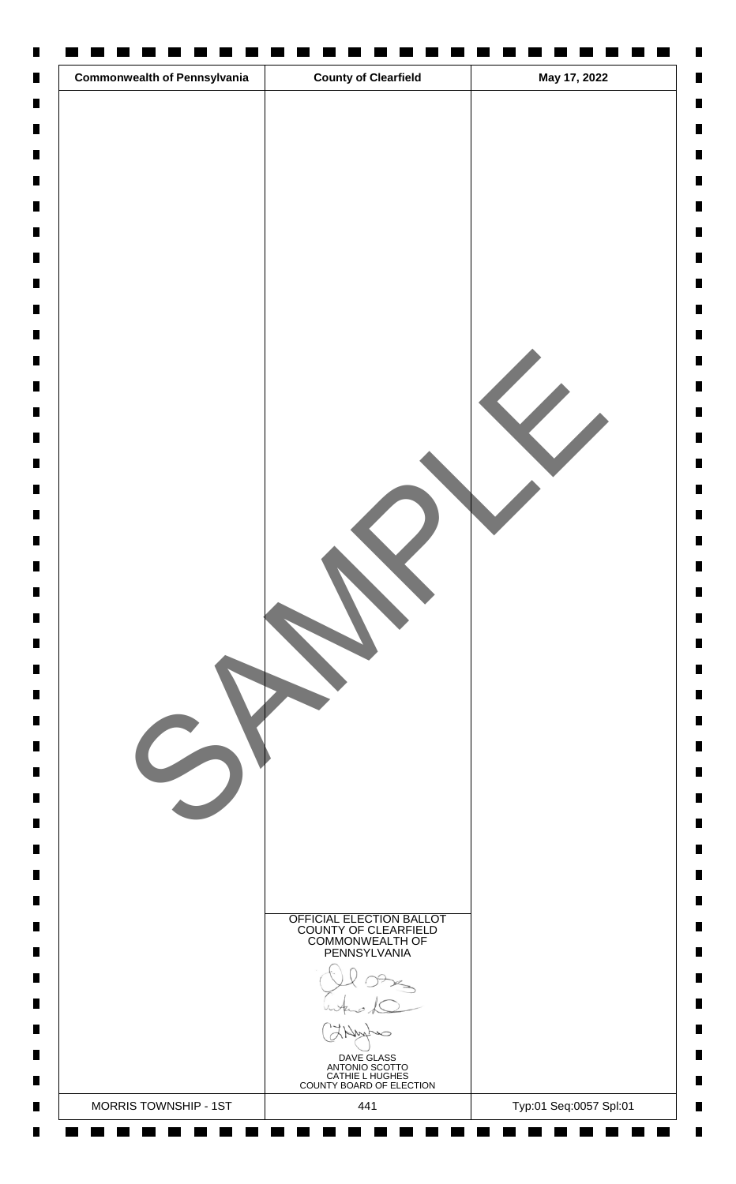| Commonwealth of Pennsylvania | County of Clearfield | May 17, 2022 |
| --- | --- | --- |

SAMPLE

OFFICIAL ELECTION BALLOT
COUNTY OF CLEARFIELD
COMMONWEALTH OF
PENNSYLVANIA

DAVE GLASS
ANTONIO SCOTTO
CATHIE L HUGHES
COUNTY BOARD OF ELECTION

| | | |
| --- | --- | --- |
| MORRIS TOWNSHIP - 1ST | 441 | Typ:01 Seq:0057 Spl:01 |